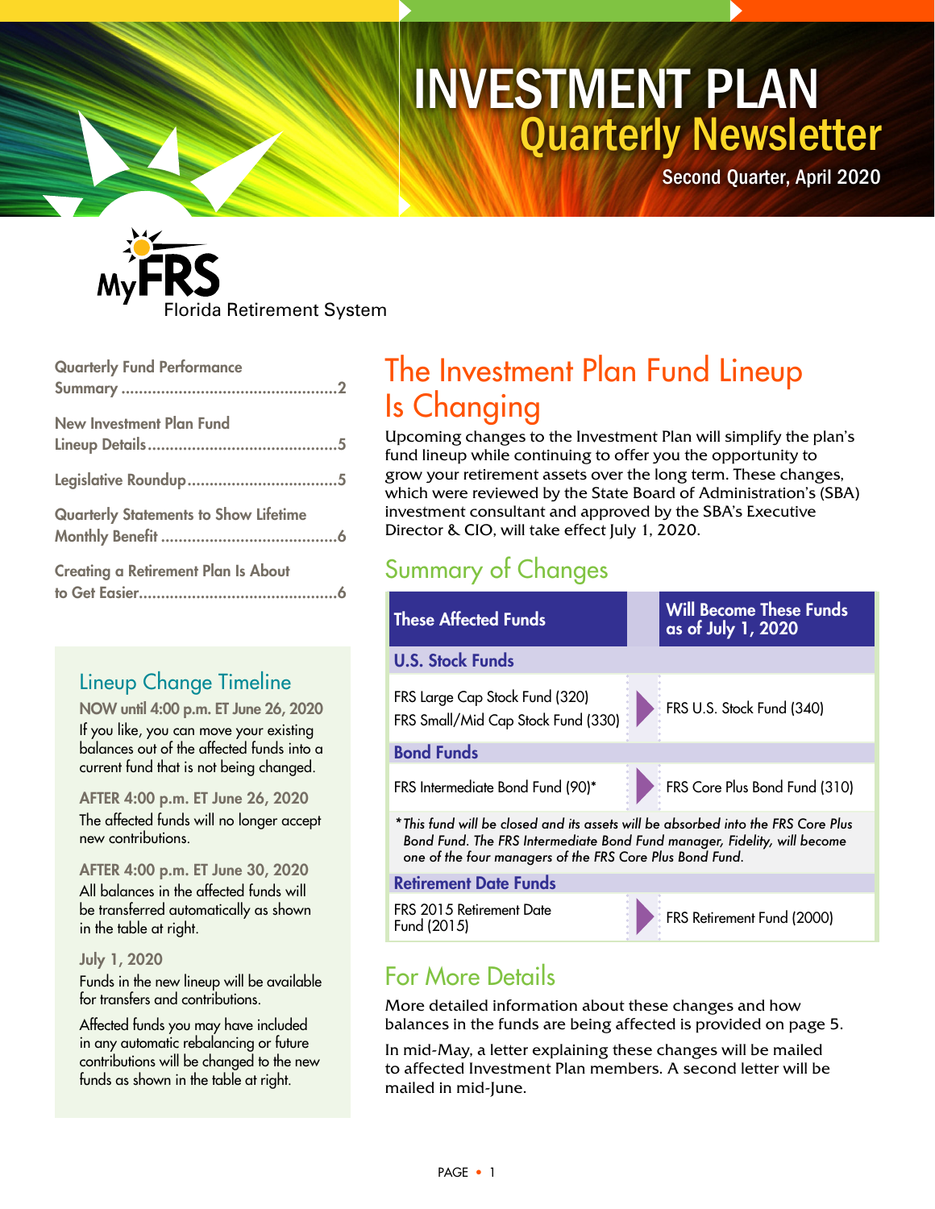# INVESTMENT PLAN Quarterly Newsletter

Second Quarter, April 2020

MyFRS Florida Retirement System

Quarterly Fund Performance Summary ..................................................2

New Investment Plan Fund Lineup Details...........................................5

Legislative Roundup..................................5

Quarterly Statements to Show Lifetime Monthly Benefit ........................................6

Creating a Retirement Plan Is About to Get Easier.............................................6

## Lineup Change Timeline

**NOW until 4:00 p.m. ET June 26, 2020**

If you like, you can move your existing balances out of the affected funds into a current fund that is not being changed.

**AFTER 4:00 p.m. ET June 26, 2020**

The affected funds will no longer accept new contributions.

**AFTER 4:00 p.m. ET June 30, 2020**

All balances in the affected funds will be transferred automatically as shown in the table at right.

**July 1, 2020**

Funds in the new lineup will be available for transfers and contributions.

Affected funds you may have included in any automatic rebalancing or future contributions will be changed to the new funds as shown in the table at right.

# The Investment Plan Fund Lineup Is Changing

Upcoming changes to the Investment Plan will simplify the plan's fund lineup while continuing to offer you the opportunity to grow your retirement assets over the long term. These changes, which were reviewed by the State Board of Administration's (SBA) investment consultant and approved by the SBA's Executive Director & CIO, will take effect July 1, 2020.

## Summary of Changes

| These Affected Funds | Will Become These Funds as of July 1, 2020 |
|---|---|
| **U.S. Stock Funds** | |
| FRS Large Cap Stock Fund (320)<br>FRS Small/Mid Cap Stock Fund (330) | FRS U.S. Stock Fund (340) |
| **Bond Funds** | |
| FRS Intermediate Bond Fund (90)* | FRS Core Plus Bond Fund (310) |
| **Retirement Date Funds** | |
| FRS 2015 Retirement Date Fund (2015) | FRS Retirement Fund (2000) |

*\*This fund will be closed and its assets will be absorbed into the FRS Core Plus Bond Fund. The FRS Intermediate Bond Fund manager, Fidelity, will become one of the four managers of the FRS Core Plus Bond Fund.*

## For More Details

More detailed information about these changes and how balances in the funds are being affected is provided on page 5.

In mid-May, a letter explaining these changes will be mailed to affected Investment Plan members. A second letter will be mailed in mid-June.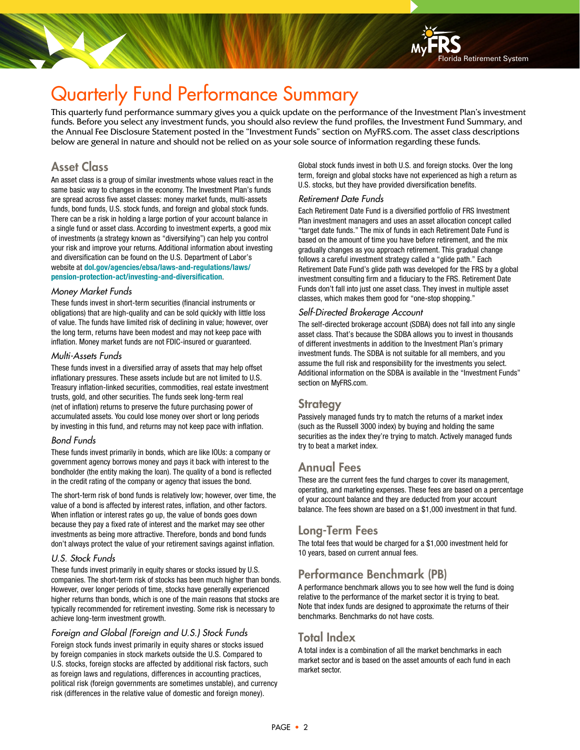# Quarterly Fund Performance Summary

This quarterly fund performance summary gives you a quick update on the performance of the Investment Plan's investment funds. Before you select any investment funds, you should also review the fund profiles, the Investment Fund Summary, and the Annual Fee Disclosure Statement posted in the "Investment Funds" section on MyFRS.com. The asset class descriptions below are general in nature and should not be relied on as your sole source of information regarding these funds.

## Asset Class

An asset class is a group of similar investments whose values react in the same basic way to changes in the economy. The Investment Plan's funds are spread across five asset classes: money market funds, multi-assets funds, bond funds, U.S. stock funds, and foreign and global stock funds. There can be a risk in holding a large portion of your account balance in a single fund or asset class. According to investment experts, a good mix of investments (a strategy known as "diversifying") can help you control your risk and improve your returns. Additional information about investing and diversification can be found on the U.S. Department of Labor's website at **dol.gov/agencies/ebsa/laws-and-regulations/laws/pension-protection-act/investing-and-diversification**.

### *Money Market Funds*

These funds invest in short-term securities (financial instruments or obligations) that are high-quality and can be sold quickly with little loss of value. The funds have limited risk of declining in value; however, over the long term, returns have been modest and may not keep pace with inflation. Money market funds are not FDIC-insured or guaranteed.

### *Multi-Assets Funds*

These funds invest in a diversified array of assets that may help offset inflationary pressures. These assets include but are not limited to U.S. Treasury inflation-linked securities, commodities, real estate investment trusts, gold, and other securities. The funds seek long-term real (net of inflation) returns to preserve the future purchasing power of accumulated assets. You could lose money over short or long periods by investing in this fund, and returns may not keep pace with inflation.

### *Bond Funds*

These funds invest primarily in bonds, which are like IOUs: a company or government agency borrows money and pays it back with interest to the bondholder (the entity making the loan). The quality of a bond is reflected in the credit rating of the company or agency that issues the bond.

The short-term risk of bond funds is relatively low; however, over time, the value of a bond is affected by interest rates, inflation, and other factors. When inflation or interest rates go up, the value of bonds goes down because they pay a fixed rate of interest and the market may see other investments as being more attractive. Therefore, bonds and bond funds don't always protect the value of your retirement savings against inflation.

### *U.S. Stock Funds*

These funds invest primarily in equity shares or stocks issued by U.S. companies. The short-term risk of stocks has been much higher than bonds. However, over longer periods of time, stocks have generally experienced higher returns than bonds, which is one of the main reasons that stocks are typically recommended for retirement investing. Some risk is necessary to achieve long-term investment growth.

### *Foreign and Global (Foreign and U.S.) Stock Funds*

Foreign stock funds invest primarily in equity shares or stocks issued by foreign companies in stock markets outside the U.S. Compared to U.S. stocks, foreign stocks are affected by additional risk factors, such as foreign laws and regulations, differences in accounting practices, political risk (foreign governments are sometimes unstable), and currency risk (differences in the relative value of domestic and foreign money).

Global stock funds invest in both U.S. and foreign stocks. Over the long term, foreign and global stocks have not experienced as high a return as U.S. stocks, but they have provided diversification benefits.

### *Retirement Date Funds*

Each Retirement Date Fund is a diversified portfolio of FRS Investment Plan investment managers and uses an asset allocation concept called "target date funds." The mix of funds in each Retirement Date Fund is based on the amount of time you have before retirement, and the mix gradually changes as you approach retirement. This gradual change follows a careful investment strategy called a "glide path." Each Retirement Date Fund's glide path was developed for the FRS by a global investment consulting firm and a fiduciary to the FRS. Retirement Date Funds don't fall into just one asset class. They invest in multiple asset classes, which makes them good for "one-stop shopping."

### *Self-Directed Brokerage Account*

The self-directed brokerage account (SDBA) does not fall into any single asset class. That's because the SDBA allows you to invest in thousands of different investments in addition to the Investment Plan's primary investment funds. The SDBA is not suitable for all members, and you assume the full risk and responsibility for the investments you select. Additional information on the SDBA is available in the "Investment Funds" section on MyFRS.com.

## Strategy

Passively managed funds try to match the returns of a market index (such as the Russell 3000 index) by buying and holding the same securities as the index they're trying to match. Actively managed funds try to beat a market index.

## Annual Fees

These are the current fees the fund charges to cover its management, operating, and marketing expenses. These fees are based on a percentage of your account balance and they are deducted from your account balance. The fees shown are based on a $1,000 investment in that fund.

## Long-Term Fees

The total fees that would be charged for a $1,000 investment held for 10 years, based on current annual fees.

## Performance Benchmark (PB)

A performance benchmark allows you to see how well the fund is doing relative to the performance of the market sector it is trying to beat. Note that index funds are designed to approximate the returns of their benchmarks. Benchmarks do not have costs.

## Total Index

A total index is a combination of all the market benchmarks in each market sector and is based on the asset amounts of each fund in each market sector.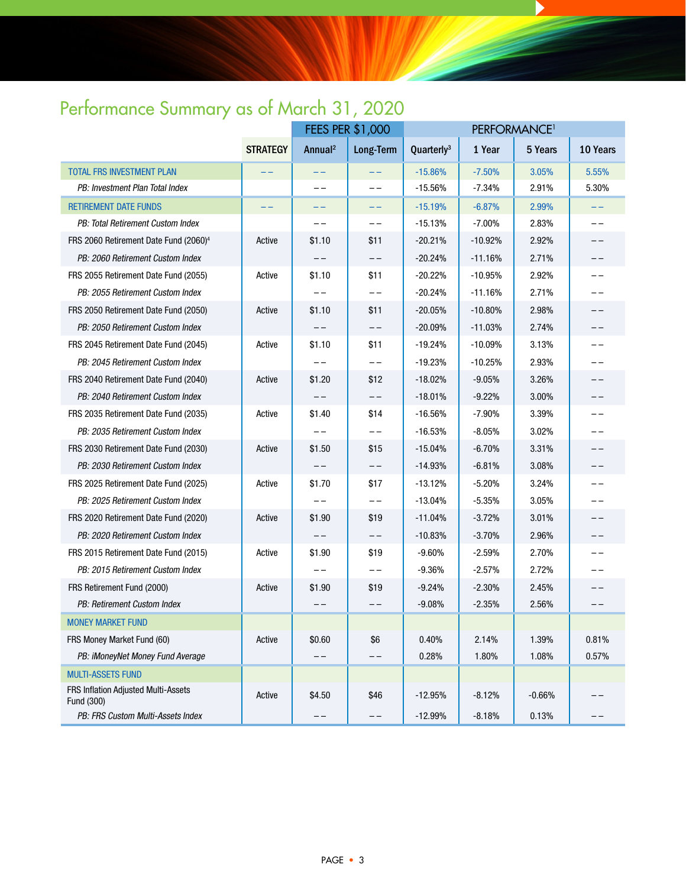## Performance Summary as of March 31, 2020

| | | FEES PER $1,000 | | PERFORMANCE[1] | | | |
|---|---|---|---|---|---|---|---|
| | STRATEGY | Annual[2] | Long-Term | Quarterly[3] | 1 Year | 5 Years | 10 Years |
| TOTAL FRS INVESTMENT PLAN | – – | – – | – – | -15.86% | -7.50% | 3.05% | 5.55% |
| *PB: Investment Plan Total Index* | | – – | – – | -15.56% | -7.34% | 2.91% | 5.30% |
| RETIREMENT DATE FUNDS | – – | – – | – – | -15.19% | -6.87% | 2.99% | – – |
| *PB: Total Retirement Custom Index* | | – – | – – | -15.13% | -7.00% | 2.83% | – – |
| FRS 2060 Retirement Date Fund (2060)[4] | Active | $1.10 | $11 | -20.21% | -10.92% | 2.92% | – – |
| *PB: 2060 Retirement Custom Index* | | – – | – – | -20.24% | -11.16% | 2.71% | – – |
| FRS 2055 Retirement Date Fund (2055) | Active | $1.10 | $11 | -20.22% | -10.95% | 2.92% | – – |
| *PB: 2055 Retirement Custom Index* | | – – | – – | -20.24% | -11.16% | 2.71% | – – |
| FRS 2050 Retirement Date Fund (2050) | Active | $1.10 | $11 | -20.05% | -10.80% | 2.98% | – – |
| *PB: 2050 Retirement Custom Index* | | – – | – – | -20.09% | -11.03% | 2.74% | – – |
| FRS 2045 Retirement Date Fund (2045) | Active | $1.10 | $11 | -19.24% | -10.09% | 3.13% | – – |
| *PB: 2045 Retirement Custom Index* | | – – | – – | -19.23% | -10.25% | 2.93% | – – |
| FRS 2040 Retirement Date Fund (2040) | Active | $1.20 | $12 | -18.02% | -9.05% | 3.26% | – – |
| *PB: 2040 Retirement Custom Index* | | – – | – – | -18.01% | -9.22% | 3.00% | – – |
| FRS 2035 Retirement Date Fund (2035) | Active | $1.40 | $14 | -16.56% | -7.90% | 3.39% | – – |
| *PB: 2035 Retirement Custom Index* | | – – | – – | -16.53% | -8.05% | 3.02% | – – |
| FRS 2030 Retirement Date Fund (2030) | Active | $1.50 | $15 | -15.04% | -6.70% | 3.31% | – – |
| *PB: 2030 Retirement Custom Index* | | – – | – – | -14.93% | -6.81% | 3.08% | – – |
| FRS 2025 Retirement Date Fund (2025) | Active | $1.70 | $17 | -13.12% | -5.20% | 3.24% | – – |
| *PB: 2025 Retirement Custom Index* | | – – | – – | -13.04% | -5.35% | 3.05% | – – |
| FRS 2020 Retirement Date Fund (2020) | Active | $1.90 | $19 | -11.04% | -3.72% | 3.01% | – – |
| *PB: 2020 Retirement Custom Index* | | – – | – – | -10.83% | -3.70% | 2.96% | – – |
| FRS 2015 Retirement Date Fund (2015) | Active | $1.90 | $19 | -9.60% | -2.59% | 2.70% | – – |
| *PB: 2015 Retirement Custom Index* | | – – | – – | -9.36% | -2.57% | 2.72% | – – |
| FRS Retirement Fund (2000) | Active | $1.90 | $19 | -9.24% | -2.30% | 2.45% | – – |
| *PB: Retirement Custom Index* | | – – | – – | -9.08% | -2.35% | 2.56% | – – |
| MONEY MARKET FUND | | | | | | | |
| FRS Money Market Fund (60) | Active | $0.60 | $6 | 0.40% | 2.14% | 1.39% | 0.81% |
| *PB: iMoneyNet Money Fund Average* | | – – | – – | 0.28% | 1.80% | 1.08% | 0.57% |
| MULTI-ASSETS FUND | | | | | | | |
| FRS Inflation Adjusted Multi-Assets Fund (300) | Active | $4.50 | $46 | -12.95% | -8.12% | -0.66% | – – |
| *PB: FRS Custom Multi-Assets Index* | | – – | – – | -12.99% | -8.18% | 0.13% | – – |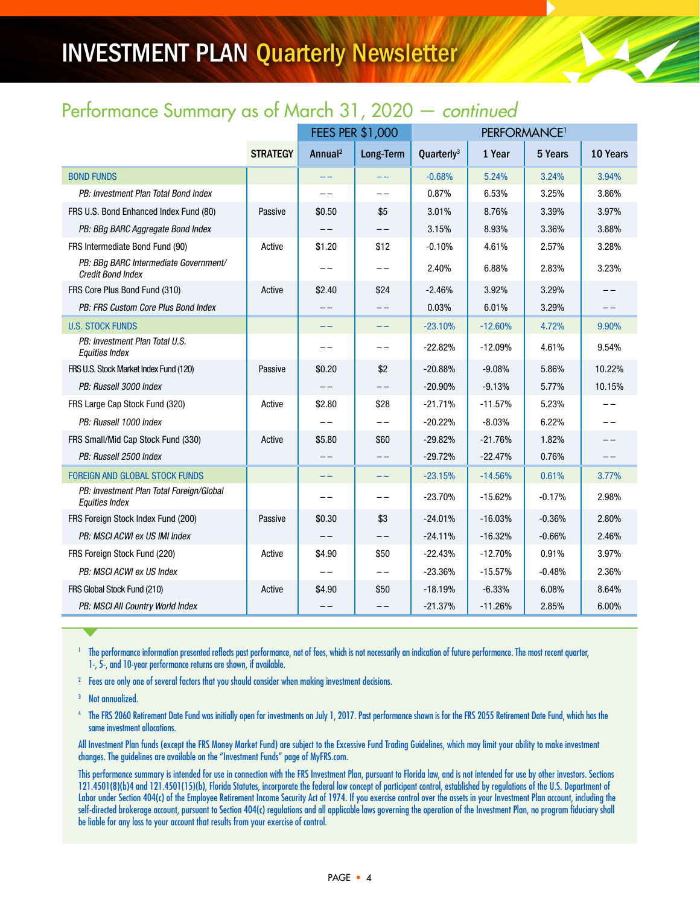# INVESTMENT PLAN Quarterly Newsletter

## Performance Summary as of March 31, 2020 — *continued*

| | STRATEGY | FEES PER $1,000 | | PERFORMANCE[1] | | | |
|---|---|---|---|---|---|---|---|
| | | Annual[2] | Long-Term | Quarterly[3] | 1 Year | 5 Years | 10 Years |
| BOND FUNDS | | –– | –– | -0.68% | 5.24% | 3.24% | 3.94% |
| *PB: Investment Plan Total Bond Index* | | –– | –– | 0.87% | 6.53% | 3.25% | 3.86% |
| FRS U.S. Bond Enhanced Index Fund (80) | Passive | $0.50 | $5 | 3.01% | 8.76% | 3.39% | 3.97% |
| *PB: BBg BARC Aggregate Bond Index* | | –– | –– | 3.15% | 8.93% | 3.36% | 3.88% |
| FRS Intermediate Bond Fund (90) | Active | $1.20 | $12 | -0.10% | 4.61% | 2.57% | 3.28% |
| *PB: BBg BARC Intermediate Government/ Credit Bond Index* | | –– | –– | 2.40% | 6.88% | 2.83% | 3.23% |
| FRS Core Plus Bond Fund (310) | Active | $2.40 | $24 | -2.46% | 3.92% | 3.29% | –– |
| *PB: FRS Custom Core Plus Bond Index* | | –– | –– | 0.03% | 6.01% | 3.29% | –– |
| U.S. STOCK FUNDS | | –– | –– | -23.10% | -12.60% | 4.72% | 9.90% |
| *PB: Investment Plan Total U.S. Equities Index* | | –– | –– | -22.82% | -12.09% | 4.61% | 9.54% |
| FRS U.S. Stock Market Index Fund (120) | Passive | $0.20 | $2 | -20.88% | -9.08% | 5.86% | 10.22% |
| *PB: Russell 3000 Index* | | –– | –– | -20.90% | -9.13% | 5.77% | 10.15% |
| FRS Large Cap Stock Fund (320) | Active | $2.80 | $28 | -21.71% | -11.57% | 5.23% | –– |
| *PB: Russell 1000 Index* | | –– | –– | -20.22% | -8.03% | 6.22% | –– |
| FRS Small/Mid Cap Stock Fund (330) | Active | $5.80 | $60 | -29.82% | -21.76% | 1.82% | –– |
| *PB: Russell 2500 Index* | | –– | –– | -29.72% | -22.47% | 0.76% | –– |
| FOREIGN AND GLOBAL STOCK FUNDS | | –– | –– | -23.15% | -14.56% | 0.61% | 3.77% |
| *PB: Investment Plan Total Foreign/Global Equities Index* | | –– | –– | -23.70% | -15.62% | -0.17% | 2.98% |
| FRS Foreign Stock Index Fund (200) | Passive | $0.30 | $3 | -24.01% | -16.03% | -0.36% | 2.80% |
| *PB: MSCI ACWI ex US IMI Index* | | –– | –– | -24.11% | -16.32% | -0.66% | 2.46% |
| FRS Foreign Stock Fund (220) | Active | $4.90 | $50 | -22.43% | -12.70% | 0.91% | 3.97% |
| *PB: MSCI ACWI ex US Index* | | –– | –– | -23.36% | -15.57% | -0.48% | 2.36% |
| FRS Global Stock Fund (210) | Active | $4.90 | $50 | -18.19% | -6.33% | 6.08% | 8.64% |
| *PB: MSCI All Country World Index* | | –– | –– | -21.37% | -11.26% | 2.85% | 6.00% |

[1] The performance information presented reflects past performance, net of fees, which is not necessarily an indication of future performance. The most recent quarter, 1-, 5-, and 10-year performance returns are shown, if available.

[2] Fees are only one of several factors that you should consider when making investment decisions.

[3] Not annualized.

[4] The FRS 2060 Retirement Date Fund was initially open for investments on July 1, 2017. Past performance shown is for the FRS 2055 Retirement Date Fund, which has the same investment allocations.

All Investment Plan funds (except the FRS Money Market Fund) are subject to the Excessive Fund Trading Guidelines, which may limit your ability to make investment changes. The guidelines are available on the "Investment Funds" page of MyFRS.com.

This performance summary is intended for use in connection with the FRS Investment Plan, pursuant to Florida law, and is not intended for use by other investors. Sections 121.4501(8)(b)4 and 121.4501(15)(b), Florida Statutes, incorporate the federal law concept of participant control, established by regulations of the U.S. Department of Labor under Section 404(c) of the Employee Retirement Income Security Act of 1974. If you exercise control over the assets in your Investment Plan account, including the self-directed brokerage account, pursuant to Section 404(c) regulations and all applicable laws governing the operation of the Investment Plan, no program fiduciary shall be liable for any loss to your account that results from your exercise of control.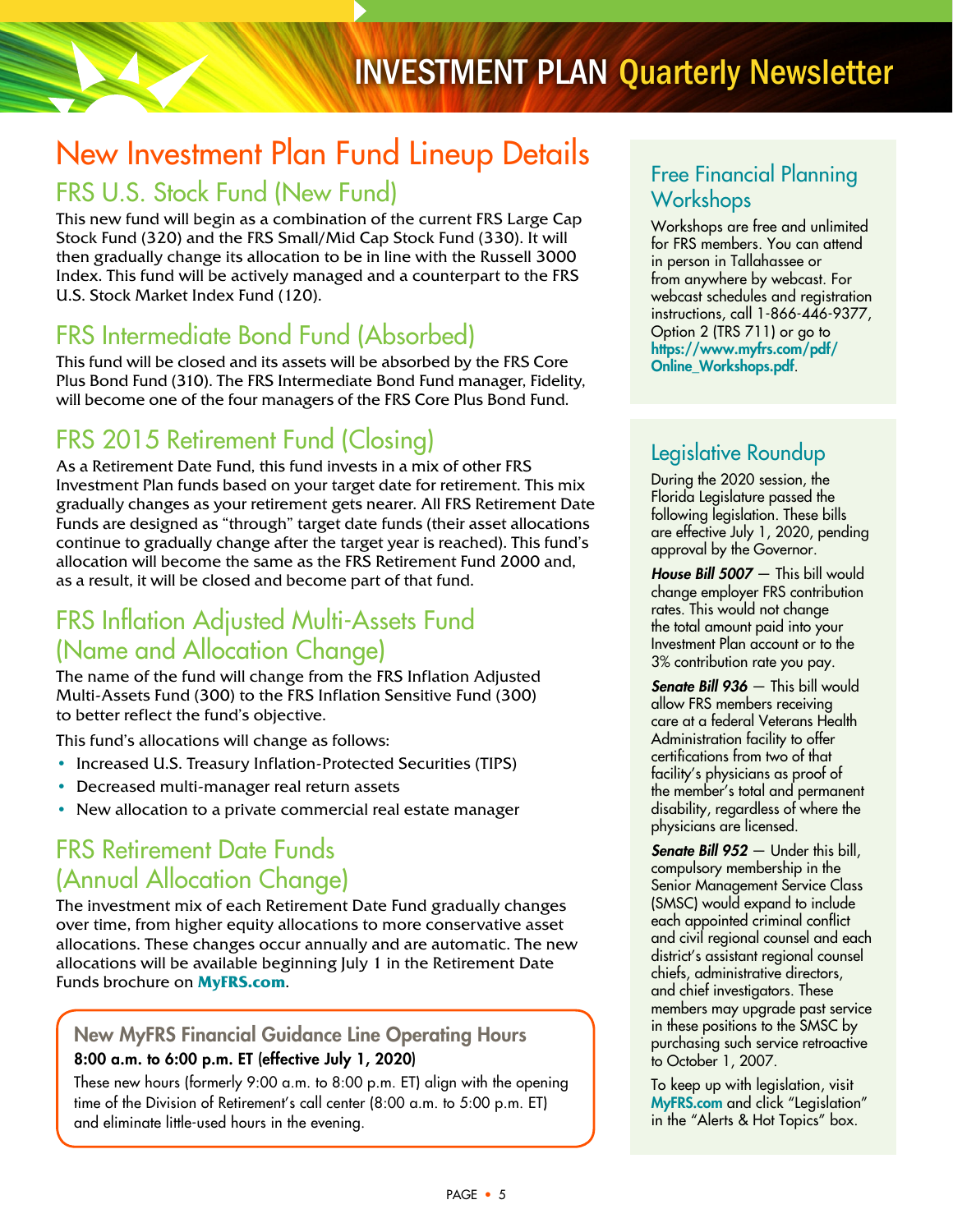# New Investment Plan Fund Lineup Details

## FRS U.S. Stock Fund (New Fund)

This new fund will begin as a combination of the current FRS Large Cap Stock Fund (320) and the FRS Small/Mid Cap Stock Fund (330). It will then gradually change its allocation to be in line with the Russell 3000 Index. This fund will be actively managed and a counterpart to the FRS U.S. Stock Market Index Fund (120).

## FRS Intermediate Bond Fund (Absorbed)

This fund will be closed and its assets will be absorbed by the FRS Core Plus Bond Fund (310). The FRS Intermediate Bond Fund manager, Fidelity, will become one of the four managers of the FRS Core Plus Bond Fund.

## FRS 2015 Retirement Fund (Closing)

As a Retirement Date Fund, this fund invests in a mix of other FRS Investment Plan funds based on your target date for retirement. This mix gradually changes as your retirement gets nearer. All FRS Retirement Date Funds are designed as "through" target date funds (their asset allocations continue to gradually change after the target year is reached). This fund's allocation will become the same as the FRS Retirement Fund 2000 and, as a result, it will be closed and become part of that fund.

## FRS Inflation Adjusted Multi-Assets Fund (Name and Allocation Change)

The name of the fund will change from the FRS Inflation Adjusted Multi-Assets Fund (300) to the FRS Inflation Sensitive Fund (300) to better reflect the fund's objective.

This fund's allocations will change as follows:

- Increased U.S. Treasury Inflation-Protected Securities (TIPS)
- Decreased multi-manager real return assets
- New allocation to a private commercial real estate manager

## FRS Retirement Date Funds (Annual Allocation Change)

The investment mix of each Retirement Date Fund gradually changes over time, from higher equity allocations to more conservative asset allocations. These changes occur annually and are automatic. The new allocations will be available beginning July 1 in the Retirement Date Funds brochure on **MyFRS.com**.

### New MyFRS Financial Guidance Line Operating Hours

**8:00 a.m. to 6:00 p.m. ET (effective July 1, 2020)**

These new hours (formerly 9:00 a.m. to 8:00 p.m. ET) align with the opening time of the Division of Retirement's call center (8:00 a.m. to 5:00 p.m. ET) and eliminate little-used hours in the evening.

## Free Financial Planning Workshops

Workshops are free and unlimited for FRS members. You can attend in person in Tallahassee or from anywhere by webcast. For webcast schedules and registration instructions, call 1-866-446-9377, Option 2 (TRS 711) or go to **https://www.myfrs.com/pdf/Online_Workshops.pdf**.

## Legislative Roundup

During the 2020 session, the Florida Legislature passed the following legislation. These bills are effective July 1, 2020, pending approval by the Governor.

***House Bill 5007*** — This bill would change employer FRS contribution rates. This would not change the total amount paid into your Investment Plan account or to the 3% contribution rate you pay.

***Senate Bill 936*** — This bill would allow FRS members receiving care at a federal Veterans Health Administration facility to offer certifications from two of that facility's physicians as proof of the member's total and permanent disability, regardless of where the physicians are licensed.

***Senate Bill 952*** — Under this bill, compulsory membership in the Senior Management Service Class (SMSC) would expand to include each appointed criminal conflict and civil regional counsel and each district's assistant regional counsel chiefs, administrative directors, and chief investigators. These members may upgrade past service in these positions to the SMSC by purchasing such service retroactive to October 1, 2007.

To keep up with legislation, visit **MyFRS.com** and click "Legislation" in the "Alerts & Hot Topics" box.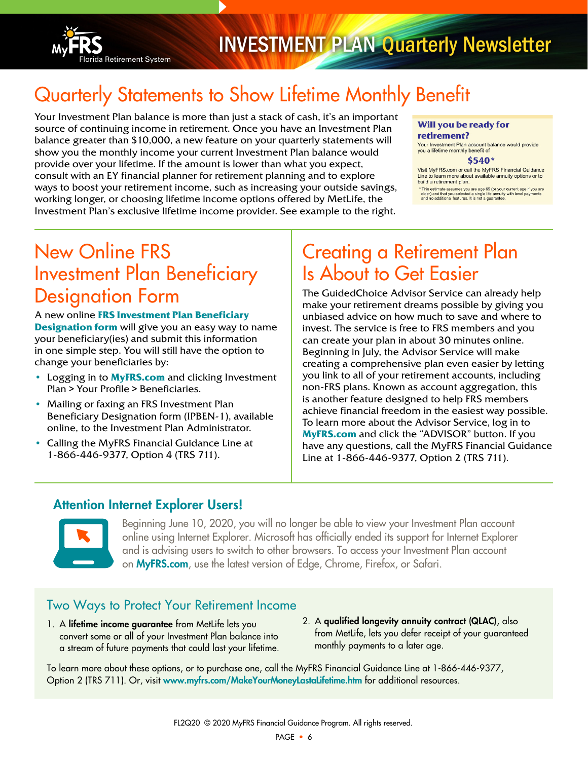# INVESTMENT PLAN Quarterly Newsletter

## Quarterly Statements to Show Lifetime Monthly Benefit

Your Investment Plan balance is more than just a stack of cash, it's an important source of continuing income in retirement. Once you have an Investment Plan balance greater than $10,000, a new feature on your quarterly statements will show you the monthly income your current Investment Plan balance would provide over your lifetime. If the amount is lower than what you expect, consult with an EY financial planner for retirement planning and to explore ways to boost your retirement income, such as increasing your outside savings, working longer, or choosing lifetime income options offered by MetLife, the Investment Plan's exclusive lifetime income provider. See example to the right.

**Will you be ready for retirement?**

Your Investment Plan account balance would provide you a lifetime monthly benefit of

**$540***

Visit MyFRS.com or call the MyFRS Financial Guidance Line to learn more about available annuity options or to build a retirement plan.

* This estimate assumes you are age 65 (or your current age if you are older) and that you selected a single life annuity with level payments and no additional features. It is not a guarantee.

## New Online FRS Investment Plan Beneficiary Designation Form

A new online **FRS Investment Plan Beneficiary Designation form** will give you an easy way to name your beneficiary(ies) and submit this information in one simple step. You will still have the option to change your beneficiaries by:

- Logging in to **MyFRS.com** and clicking Investment Plan > Your Profile > Beneficiaries.
- Mailing or faxing an FRS Investment Plan Beneficiary Designation form (IPBEN-1), available online, to the Investment Plan Administrator.
- Calling the MyFRS Financial Guidance Line at 1-866-446-9377, Option 4 (TRS 711).

## Creating a Retirement Plan Is About to Get Easier

The GuidedChoice Advisor Service can already help make your retirement dreams possible by giving you unbiased advice on how much to save and where to invest. The service is free to FRS members and you can create your plan in about 30 minutes online. Beginning in July, the Advisor Service will make creating a comprehensive plan even easier by letting you link to all of your retirement accounts, including non-FRS plans. Known as account aggregation, this is another feature designed to help FRS members achieve financial freedom in the easiest way possible. To learn more about the Advisor Service, log in to **MyFRS.com** and click the "ADVISOR" button. If you have any questions, call the MyFRS Financial Guidance Line at 1-866-446-9377, Option 2 (TRS 711).

## Attention Internet Explorer Users!

Beginning June 10, 2020, you will no longer be able to view your Investment Plan account online using Internet Explorer. Microsoft has officially ended its support for Internet Explorer and is advising users to switch to other browsers. To access your Investment Plan account on **MyFRS.com**, use the latest version of Edge, Chrome, Firefox, or Safari.

## Two Ways to Protect Your Retirement Income

1. A **lifetime income guarantee** from MetLife lets you convert some or all of your Investment Plan balance into a stream of future payments that could last your lifetime.
2. A **qualified longevity annuity contract (QLAC)**, also from MetLife, lets you defer receipt of your guaranteed monthly payments to a later age.

To learn more about these options, or to purchase one, call the MyFRS Financial Guidance Line at 1-866-446-9377, Option 2 (TRS 711). Or, visit **www.myfrs.com/MakeYourMoneyLastaLifetime.htm** for additional resources.

FL2Q20 © 2020 MyFRS Financial Guidance Program. All rights reserved.